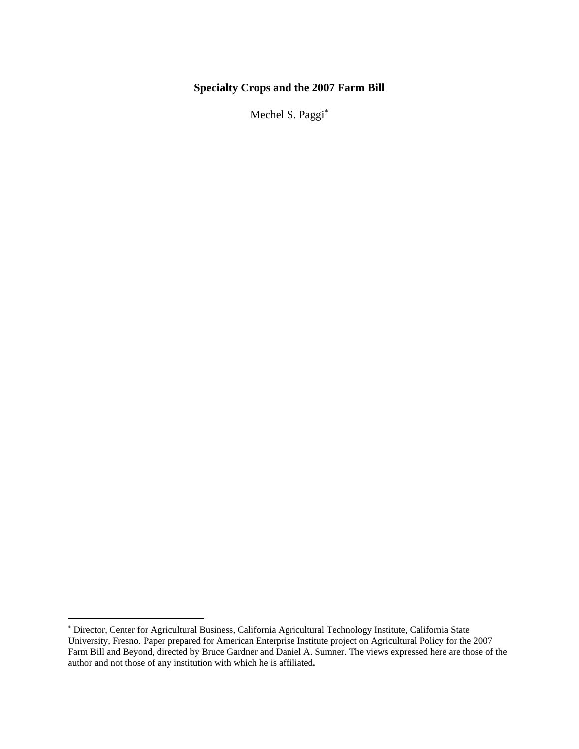# Specialty Crops and the 2007 Farm Bill

Mechel S. Paggi[*]

[*] Director, Center for Agricultural Business, California Agricultural Technology Institute, California State University, Fresno. Paper prepared for American Enterprise Institute project on Agricultural Policy for the 2007 Farm Bill and Beyond, directed by Bruce Gardner and Daniel A. Sumner. The views expressed here are those of the author and not those of any institution with which he is affiliated**.**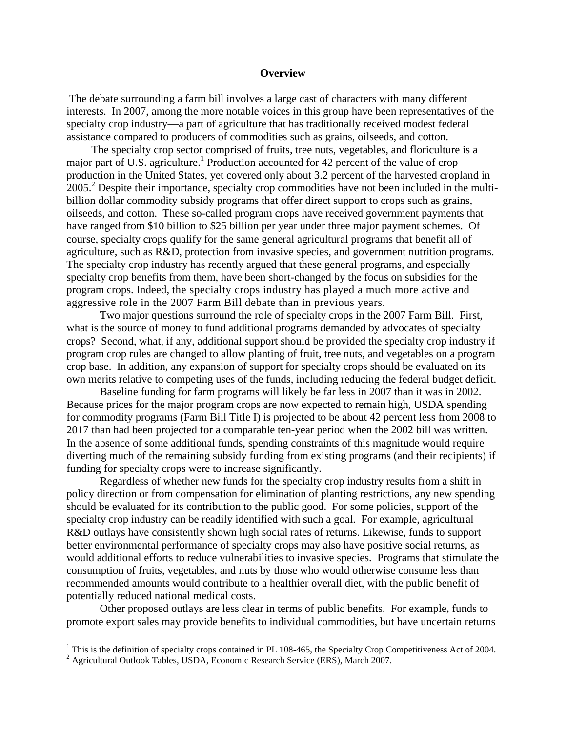## Overview

The debate surrounding a farm bill involves a large cast of characters with many different interests. In 2007, among the more notable voices in this group have been representatives of the specialty crop industry—a part of agriculture that has traditionally received modest federal assistance compared to producers of commodities such as grains, oilseeds, and cotton.

The specialty crop sector comprised of fruits, tree nuts, vegetables, and floriculture is a major part of U.S. agriculture.[1] Production accounted for 42 percent of the value of crop production in the United States, yet covered only about 3.2 percent of the harvested cropland in 2005.[2] Despite their importance, specialty crop commodities have not been included in the multi-billion dollar commodity subsidy programs that offer direct support to crops such as grains, oilseeds, and cotton. These so-called program crops have received government payments that have ranged from $10 billion to $25 billion per year under three major payment schemes. Of course, specialty crops qualify for the same general agricultural programs that benefit all of agriculture, such as R&D, protection from invasive species, and government nutrition programs. The specialty crop industry has recently argued that these general programs, and especially specialty crop benefits from them, have been short-changed by the focus on subsidies for the program crops. Indeed, the specialty crops industry has played a much more active and aggressive role in the 2007 Farm Bill debate than in previous years.

Two major questions surround the role of specialty crops in the 2007 Farm Bill. First, what is the source of money to fund additional programs demanded by advocates of specialty crops? Second, what, if any, additional support should be provided the specialty crop industry if program crop rules are changed to allow planting of fruit, tree nuts, and vegetables on a program crop base. In addition, any expansion of support for specialty crops should be evaluated on its own merits relative to competing uses of the funds, including reducing the federal budget deficit.

Baseline funding for farm programs will likely be far less in 2007 than it was in 2002. Because prices for the major program crops are now expected to remain high, USDA spending for commodity programs (Farm Bill Title I) is projected to be about 42 percent less from 2008 to 2017 than had been projected for a comparable ten-year period when the 2002 bill was written. In the absence of some additional funds, spending constraints of this magnitude would require diverting much of the remaining subsidy funding from existing programs (and their recipients) if funding for specialty crops were to increase significantly.

Regardless of whether new funds for the specialty crop industry results from a shift in policy direction or from compensation for elimination of planting restrictions, any new spending should be evaluated for its contribution to the public good. For some policies, support of the specialty crop industry can be readily identified with such a goal. For example, agricultural R&D outlays have consistently shown high social rates of returns. Likewise, funds to support better environmental performance of specialty crops may also have positive social returns, as would additional efforts to reduce vulnerabilities to invasive species. Programs that stimulate the consumption of fruits, vegetables, and nuts by those who would otherwise consume less than recommended amounts would contribute to a healthier overall diet, with the public benefit of potentially reduced national medical costs.

Other proposed outlays are less clear in terms of public benefits. For example, funds to promote export sales may provide benefits to individual commodities, but have uncertain returns

[1] This is the definition of specialty crops contained in PL 108-465, the Specialty Crop Competitiveness Act of 2004.

[2] Agricultural Outlook Tables, USDA, Economic Research Service (ERS), March 2007.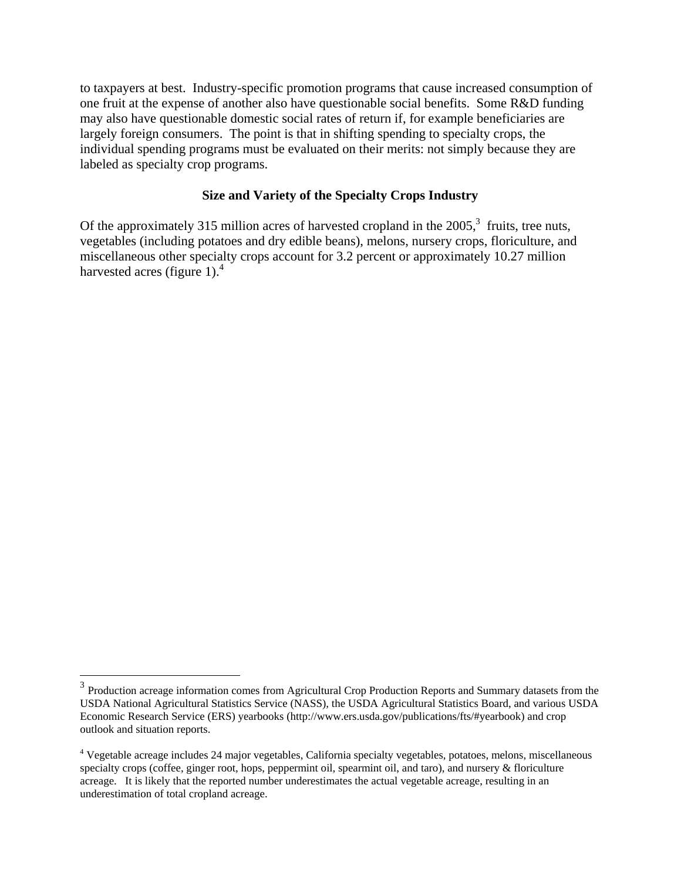to taxpayers at best. Industry-specific promotion programs that cause increased consumption of one fruit at the expense of another also have questionable social benefits. Some R&D funding may also have questionable domestic social rates of return if, for example beneficiaries are largely foreign consumers. The point is that in shifting spending to specialty crops, the individual spending programs must be evaluated on their merits: not simply because they are labeled as specialty crop programs.

## Size and Variety of the Specialty Crops Industry

Of the approximately 315 million acres of harvested cropland in the 2005,[3] fruits, tree nuts, vegetables (including potatoes and dry edible beans), melons, nursery crops, floriculture, and miscellaneous other specialty crops account for 3.2 percent or approximately 10.27 million harvested acres (figure 1).[4]

---

[3] Production acreage information comes from Agricultural Crop Production Reports and Summary datasets from the USDA National Agricultural Statistics Service (NASS), the USDA Agricultural Statistics Board, and various USDA Economic Research Service (ERS) yearbooks (http://www.ers.usda.gov/publications/fts/#yearbook) and crop outlook and situation reports.

[4] Vegetable acreage includes 24 major vegetables, California specialty vegetables, potatoes, melons, miscellaneous specialty crops (coffee, ginger root, hops, peppermint oil, spearmint oil, and taro), and nursery & floriculture acreage. It is likely that the reported number underestimates the actual vegetable acreage, resulting in an underestimation of total cropland acreage.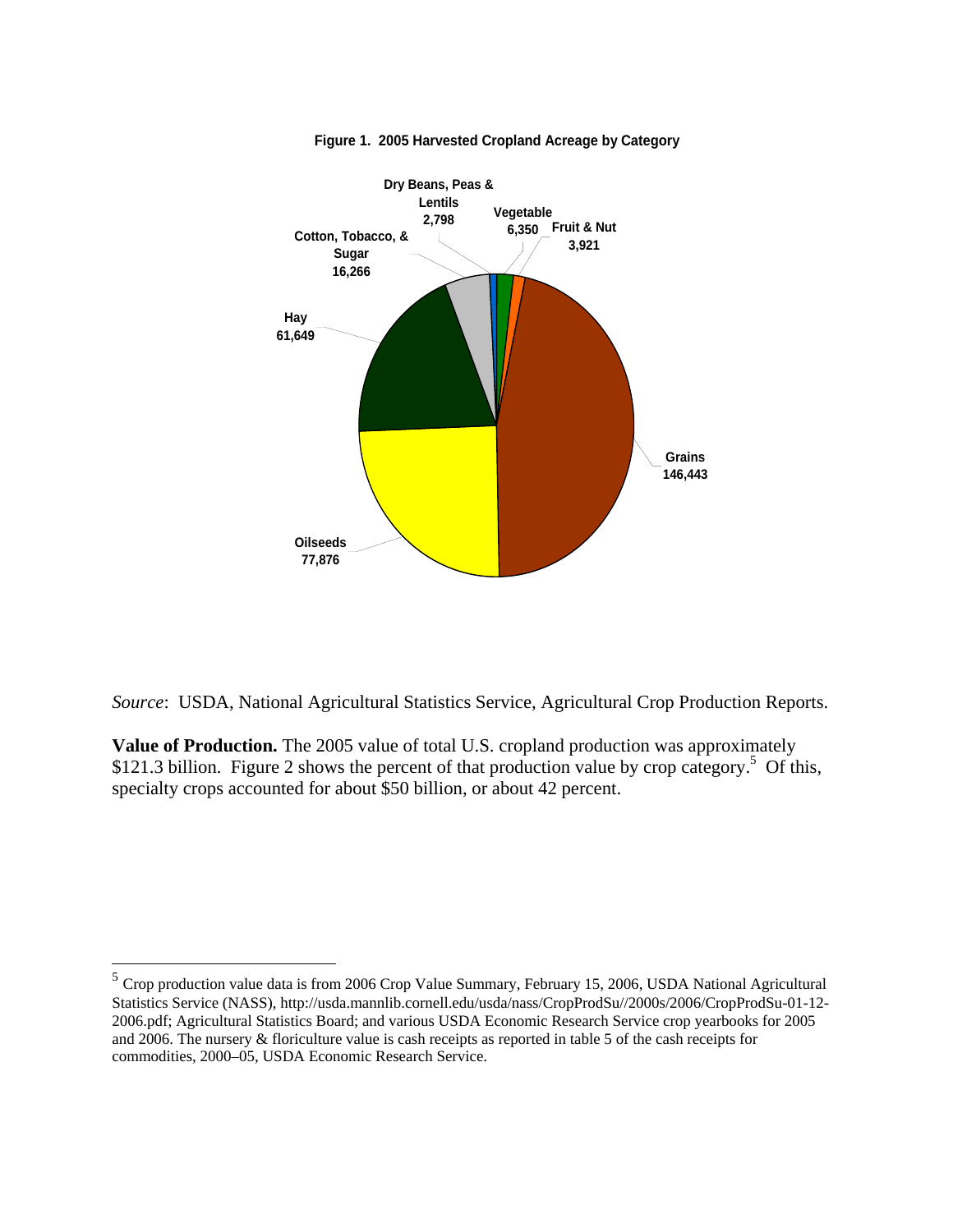**Figure 1. 2005 Harvested Cropland Acreage by Category**

*Source*: USDA, National Agricultural Statistics Service, Agricultural Crop Production Reports.

**Value of Production.** The 2005 value of total U.S. cropland production was approximately $121.3 billion. Figure 2 shows the percent of that production value by crop category.[5] Of this, specialty crops accounted for about $50 billion, or about 42 percent.

---

[5] Crop production value data is from 2006 Crop Value Summary, February 15, 2006, USDA National Agricultural Statistics Service (NASS), http://usda.mannlib.cornell.edu/usda/nass/CropProdSu//2000s/2006/CropProdSu-01-12-2006.pdf; Agricultural Statistics Board; and various USDA Economic Research Service crop yearbooks for 2005 and 2006. The nursery & floriculture value is cash receipts as reported in table 5 of the cash receipts for commodities, 2000–05, USDA Economic Research Service.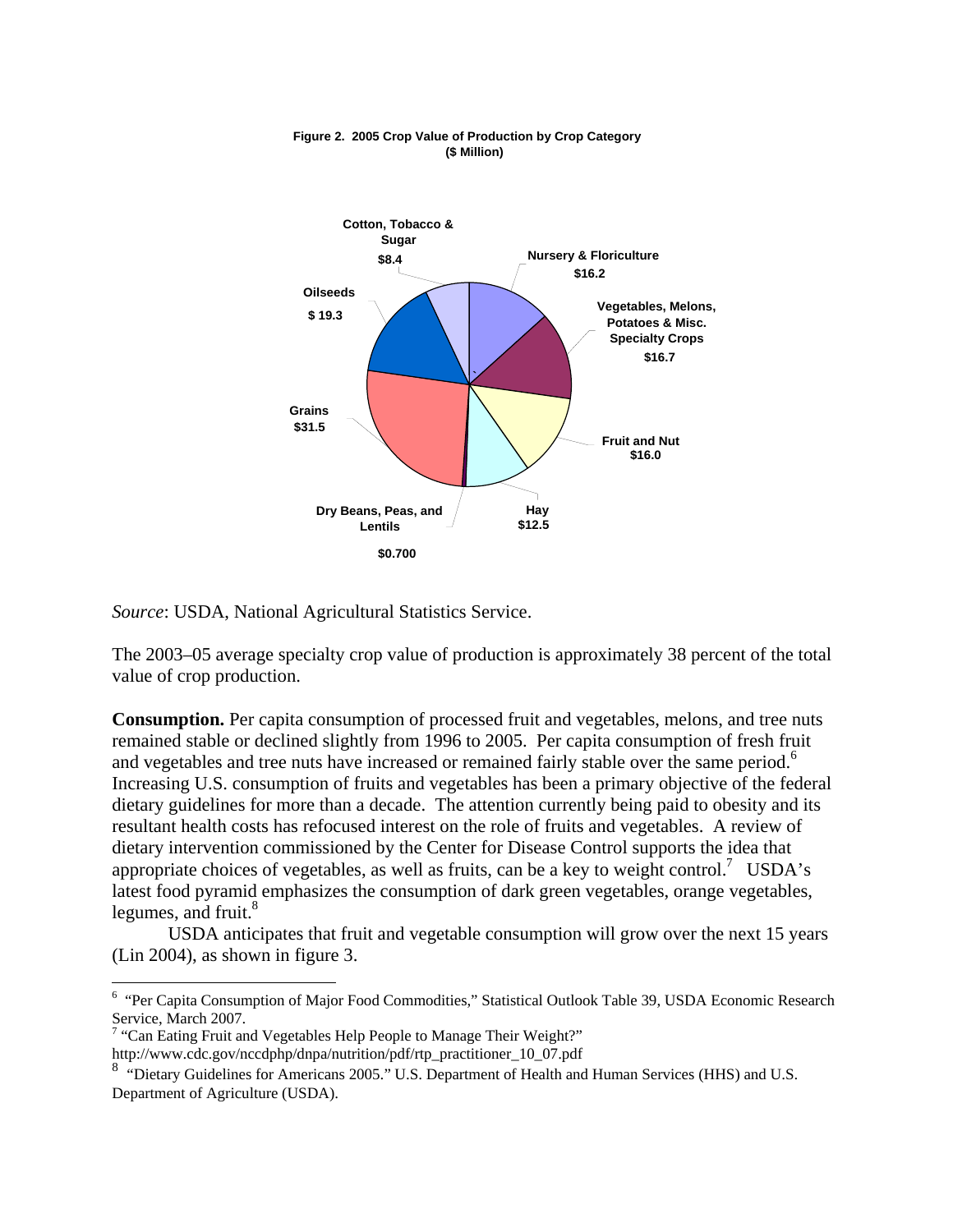**Figure 2. 2005 Crop Value of Production by Crop Category ($ Million)**

| Crop Category | Value |
| --- | --- |
| Nursery & Floriculture | $16.2 |
| Vegetables, Melons, Potatoes & Misc. Specialty Crops | $16.7 |
| Fruit and Nut | $16.0 |
| Hay | $12.5 |
| Dry Beans, Peas, and Lentils | $0.700 |
| Grains | $31.5 |
| Oilseeds | $ 19.3 |
| Cotton, Tobacco & Sugar | $8.4 |

*Source*: USDA, National Agricultural Statistics Service.

The 2003–05 average specialty crop value of production is approximately 38 percent of the total value of crop production.

**Consumption.** Per capita consumption of processed fruit and vegetables, melons, and tree nuts remained stable or declined slightly from 1996 to 2005. Per capita consumption of fresh fruit and vegetables and tree nuts have increased or remained fairly stable over the same period.[6] Increasing U.S. consumption of fruits and vegetables has been a primary objective of the federal dietary guidelines for more than a decade. The attention currently being paid to obesity and its resultant health costs has refocused interest on the role of fruits and vegetables. A review of dietary intervention commissioned by the Center for Disease Control supports the idea that appropriate choices of vegetables, as well as fruits, can be a key to weight control.[7] USDA's latest food pyramid emphasizes the consumption of dark green vegetables, orange vegetables, legumes, and fruit.[8]

USDA anticipates that fruit and vegetable consumption will grow over the next 15 years (Lin 2004), as shown in figure 3.

---

[6] "Per Capita Consumption of Major Food Commodities," Statistical Outlook Table 39, USDA Economic Research Service, March 2007.

[7] "Can Eating Fruit and Vegetables Help People to Manage Their Weight?" http://www.cdc.gov/nccdphp/dnpa/nutrition/pdf/rtp_practitioner_10_07.pdf

[8] "Dietary Guidelines for Americans 2005." U.S. Department of Health and Human Services (HHS) and U.S. Department of Agriculture (USDA).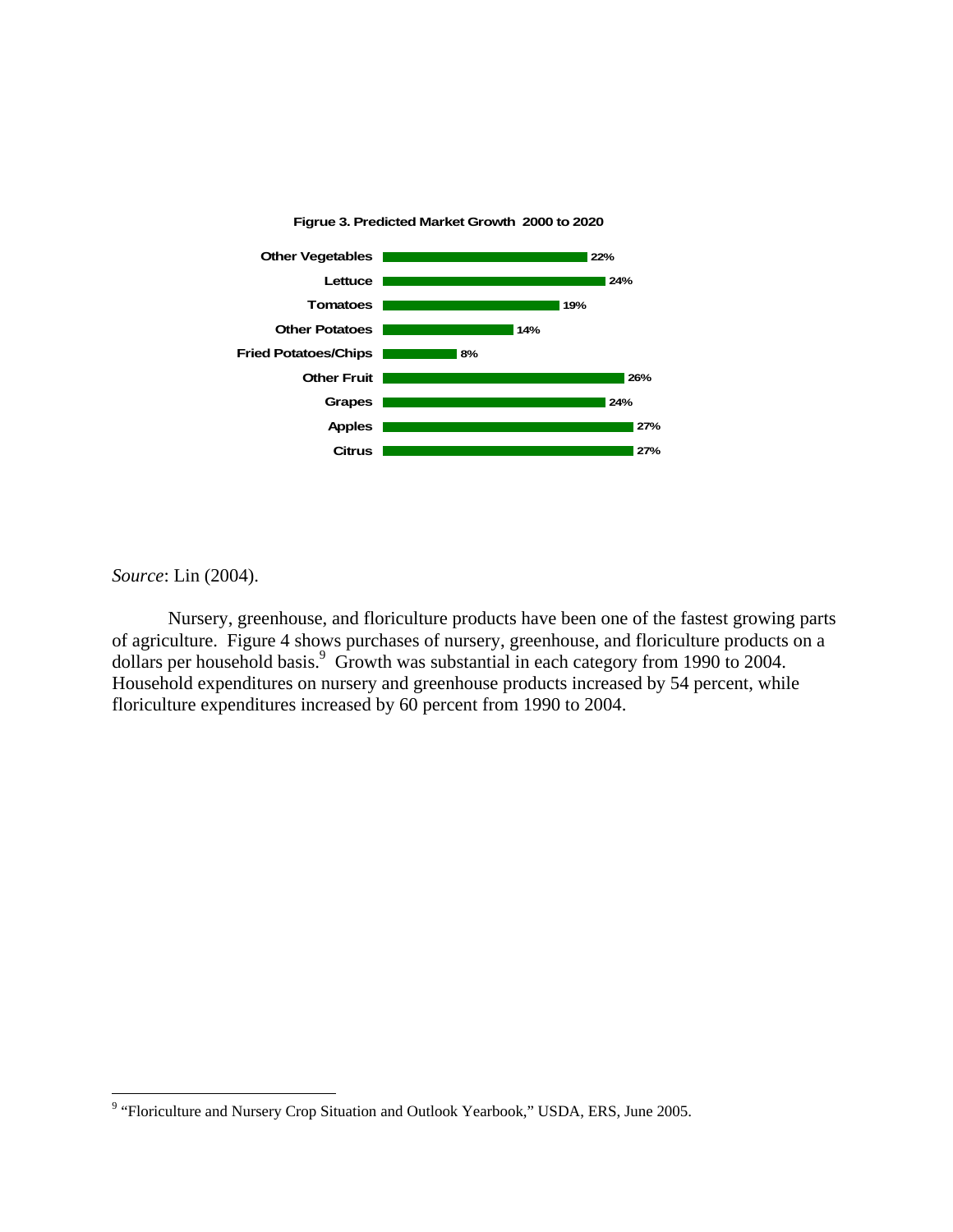**Figrue 3. Predicted Market Growth 2000 to 2020**

| Category | Predicted Growth |
| --- | --- |
| Other Vegetables | 22% |
| Lettuce | 24% |
| Tomatoes | 19% |
| Other Potatoes | 14% |
| Fried Potatoes/Chips | 8% |
| Other Fruit | 26% |
| Grapes | 24% |
| Apples | 27% |
| Citrus | 27% |

*Source*: Lin (2004).

Nursery, greenhouse, and floriculture products have been one of the fastest growing parts of agriculture. Figure 4 shows purchases of nursery, greenhouse, and floriculture products on a dollars per household basis.[9] Growth was substantial in each category from 1990 to 2004. Household expenditures on nursery and greenhouse products increased by 54 percent, while floriculture expenditures increased by 60 percent from 1990 to 2004.

---

[9] "Floriculture and Nursery Crop Situation and Outlook Yearbook," USDA, ERS, June 2005.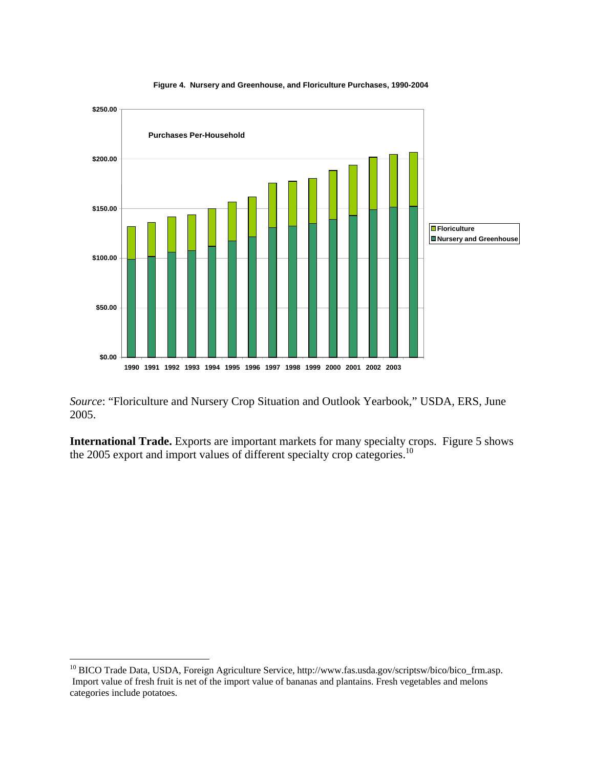**Figure 4. Nursery and Greenhouse, and Floriculture Purchases, 1990-2004**

*Source*: "Floriculture and Nursery Crop Situation and Outlook Yearbook," USDA, ERS, June 2005.

**International Trade.** Exports are important markets for many specialty crops. Figure 5 shows the 2005 export and import values of different specialty crop categories.[10]

---

[10] BICO Trade Data, USDA, Foreign Agriculture Service, http://www.fas.usda.gov/scriptsw/bico/bico_frm.asp. Import value of fresh fruit is net of the import value of bananas and plantains. Fresh vegetables and melons categories include potatoes.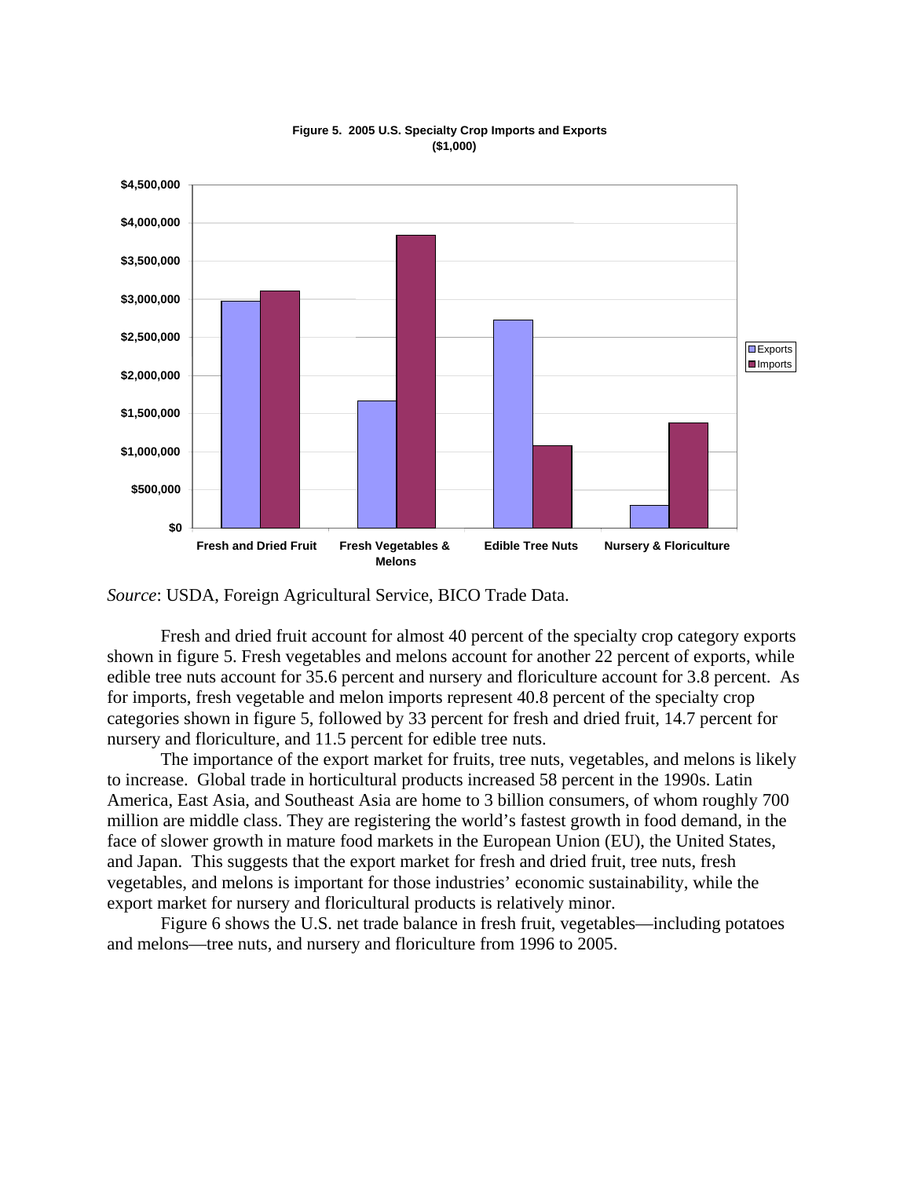**Figure 5. 2005 U.S. Specialty Crop Imports and Exports ($1,000)**

*Source*: USDA, Foreign Agricultural Service, BICO Trade Data.

Fresh and dried fruit account for almost 40 percent of the specialty crop category exports shown in figure 5. Fresh vegetables and melons account for another 22 percent of exports, while edible tree nuts account for 35.6 percent and nursery and floriculture account for 3.8 percent. As for imports, fresh vegetable and melon imports represent 40.8 percent of the specialty crop categories shown in figure 5, followed by 33 percent for fresh and dried fruit, 14.7 percent for nursery and floriculture, and 11.5 percent for edible tree nuts.

The importance of the export market for fruits, tree nuts, vegetables, and melons is likely to increase. Global trade in horticultural products increased 58 percent in the 1990s. Latin America, East Asia, and Southeast Asia are home to 3 billion consumers, of whom roughly 700 million are middle class. They are registering the world's fastest growth in food demand, in the face of slower growth in mature food markets in the European Union (EU), the United States, and Japan. This suggests that the export market for fresh and dried fruit, tree nuts, fresh vegetables, and melons is important for those industries' economic sustainability, while the export market for nursery and floricultural products is relatively minor.

Figure 6 shows the U.S. net trade balance in fresh fruit, vegetables—including potatoes and melons—tree nuts, and nursery and floriculture from 1996 to 2005.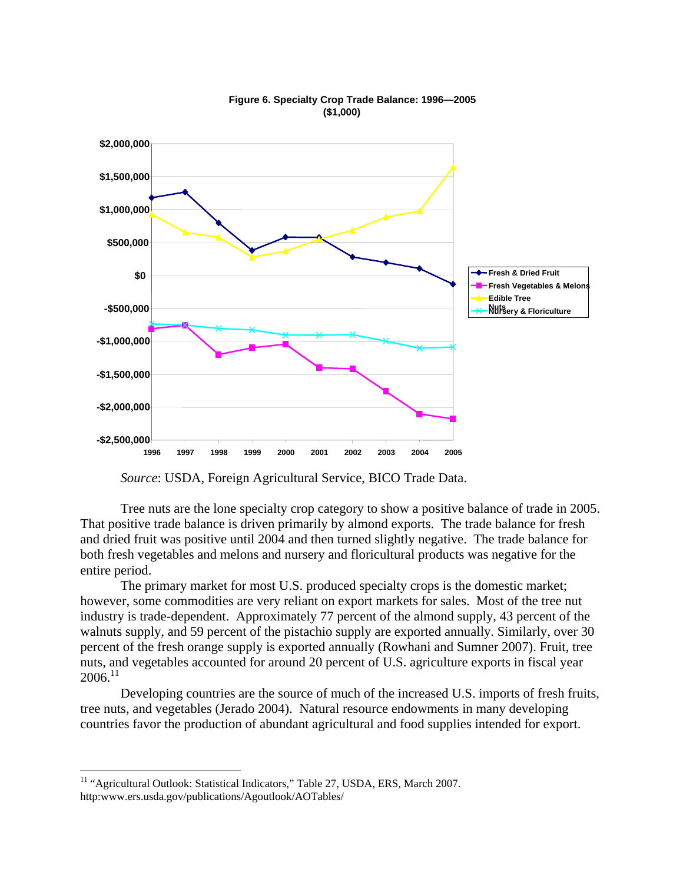**Figure 6. Specialty Crop Trade Balance: 1996—2005**
**($1,000)**

*Source*: USDA, Foreign Agricultural Service, BICO Trade Data.

Tree nuts are the lone specialty crop category to show a positive balance of trade in 2005. That positive trade balance is driven primarily by almond exports. The trade balance for fresh and dried fruit was positive until 2004 and then turned slightly negative. The trade balance for both fresh vegetables and melons and nursery and floricultural products was negative for the entire period.

The primary market for most U.S. produced specialty crops is the domestic market; however, some commodities are very reliant on export markets for sales. Most of the tree nut industry is trade-dependent. Approximately 77 percent of the almond supply, 43 percent of the walnuts supply, and 59 percent of the pistachio supply are exported annually. Similarly, over 30 percent of the fresh orange supply is exported annually (Rowhani and Sumner 2007). Fruit, tree nuts, and vegetables accounted for around 20 percent of U.S. agriculture exports in fiscal year 2006.[11]

Developing countries are the source of much of the increased U.S. imports of fresh fruits, tree nuts, and vegetables (Jerado 2004). Natural resource endowments in many developing countries favor the production of abundant agricultural and food supplies intended for export.

---

[11] "Agricultural Outlook: Statistical Indicators," Table 27, USDA, ERS, March 2007. http:www.ers.usda.gov/publications/Agoutlook/AOTables/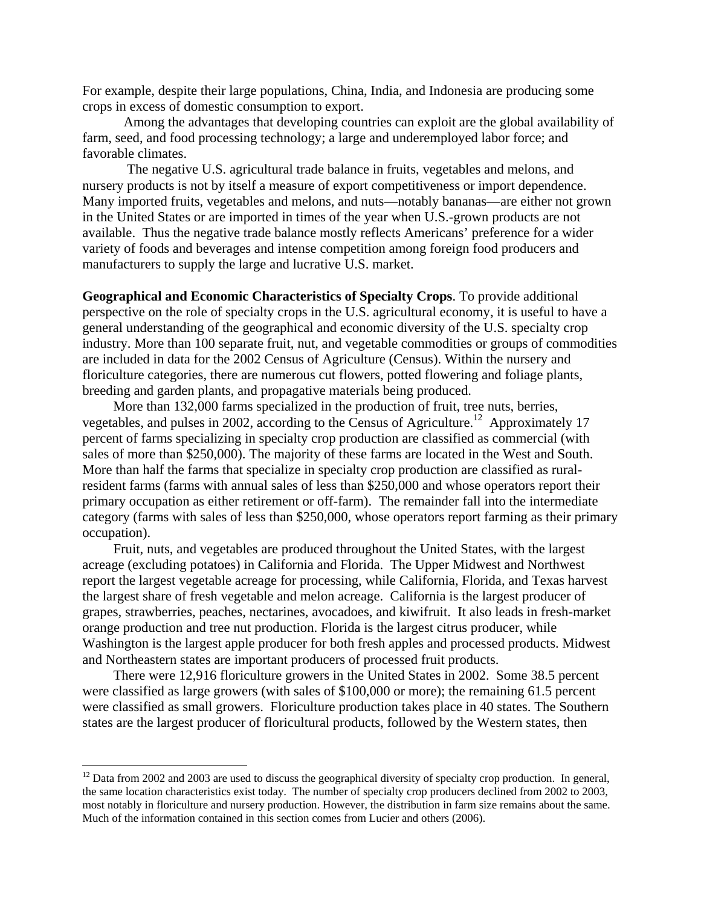For example, despite their large populations, China, India, and Indonesia are producing some crops in excess of domestic consumption to export.

Among the advantages that developing countries can exploit are the global availability of farm, seed, and food processing technology; a large and underemployed labor force; and favorable climates.

The negative U.S. agricultural trade balance in fruits, vegetables and melons, and nursery products is not by itself a measure of export competitiveness or import dependence. Many imported fruits, vegetables and melons, and nuts—notably bananas—are either not grown in the United States or are imported in times of the year when U.S.-grown products are not available. Thus the negative trade balance mostly reflects Americans' preference for a wider variety of foods and beverages and intense competition among foreign food producers and manufacturers to supply the large and lucrative U.S. market.

**Geographical and Economic Characteristics of Specialty Crops**. To provide additional perspective on the role of specialty crops in the U.S. agricultural economy, it is useful to have a general understanding of the geographical and economic diversity of the U.S. specialty crop industry. More than 100 separate fruit, nut, and vegetable commodities or groups of commodities are included in data for the 2002 Census of Agriculture (Census). Within the nursery and floriculture categories, there are numerous cut flowers, potted flowering and foliage plants, breeding and garden plants, and propagative materials being produced.

More than 132,000 farms specialized in the production of fruit, tree nuts, berries, vegetables, and pulses in 2002, according to the Census of Agriculture.[12] Approximately 17 percent of farms specializing in specialty crop production are classified as commercial (with sales of more than $250,000). The majority of these farms are located in the West and South. More than half the farms that specialize in specialty crop production are classified as rural-resident farms (farms with annual sales of less than $250,000 and whose operators report their primary occupation as either retirement or off-farm). The remainder fall into the intermediate category (farms with sales of less than $250,000, whose operators report farming as their primary occupation).

Fruit, nuts, and vegetables are produced throughout the United States, with the largest acreage (excluding potatoes) in California and Florida. The Upper Midwest and Northwest report the largest vegetable acreage for processing, while California, Florida, and Texas harvest the largest share of fresh vegetable and melon acreage. California is the largest producer of grapes, strawberries, peaches, nectarines, avocadoes, and kiwifruit. It also leads in fresh-market orange production and tree nut production. Florida is the largest citrus producer, while Washington is the largest apple producer for both fresh apples and processed products. Midwest and Northeastern states are important producers of processed fruit products.

There were 12,916 floriculture growers in the United States in 2002. Some 38.5 percent were classified as large growers (with sales of $100,000 or more); the remaining 61.5 percent were classified as small growers. Floriculture production takes place in 40 states. The Southern states are the largest producer of floricultural products, followed by the Western states, then

[12] Data from 2002 and 2003 are used to discuss the geographical diversity of specialty crop production. In general, the same location characteristics exist today. The number of specialty crop producers declined from 2002 to 2003, most notably in floriculture and nursery production. However, the distribution in farm size remains about the same. Much of the information contained in this section comes from Lucier and others (2006).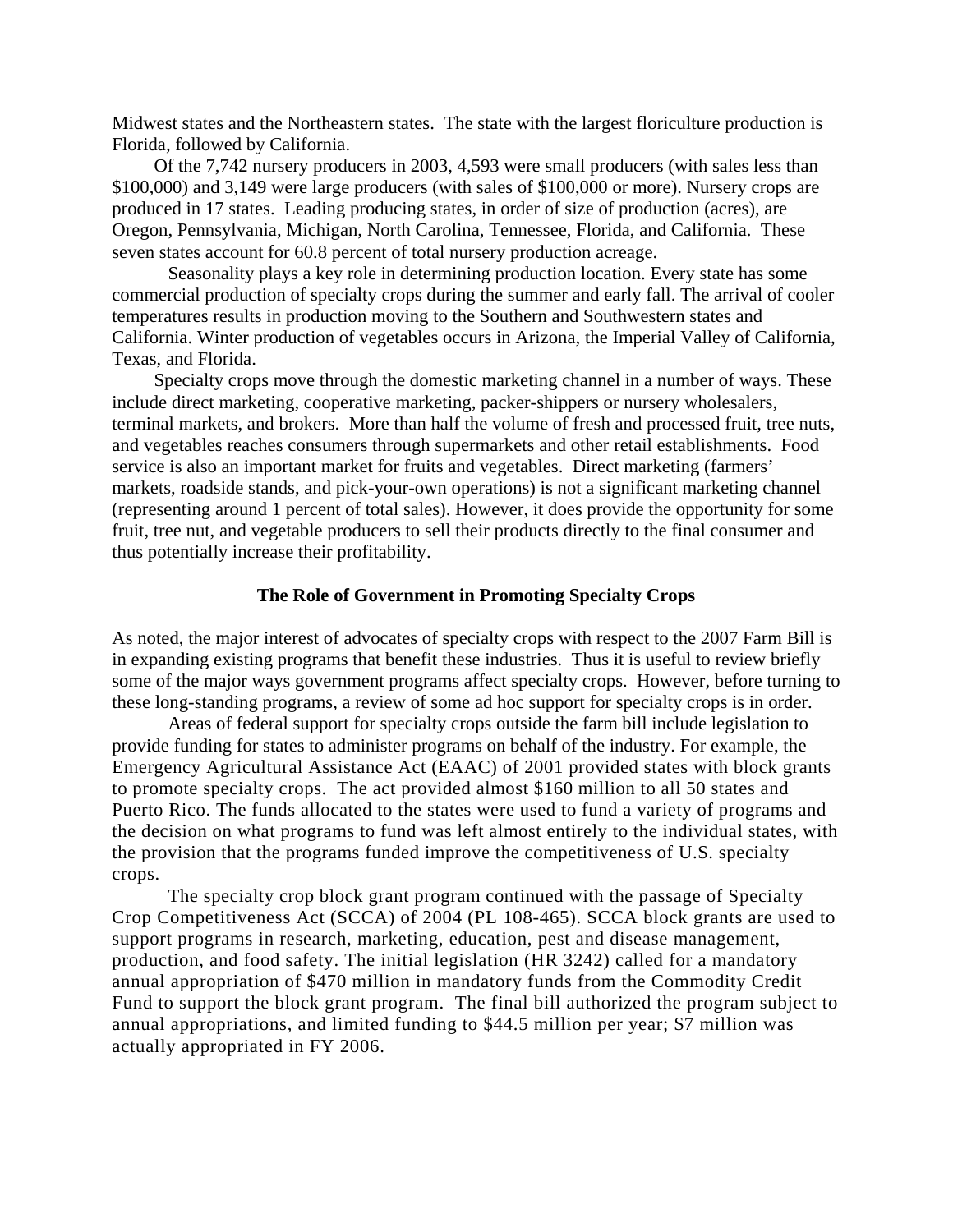Midwest states and the Northeastern states. The state with the largest floriculture production is Florida, followed by California.

Of the 7,742 nursery producers in 2003, 4,593 were small producers (with sales less than $100,000) and 3,149 were large producers (with sales of $100,000 or more). Nursery crops are produced in 17 states. Leading producing states, in order of size of production (acres), are Oregon, Pennsylvania, Michigan, North Carolina, Tennessee, Florida, and California. These seven states account for 60.8 percent of total nursery production acreage.

Seasonality plays a key role in determining production location. Every state has some commercial production of specialty crops during the summer and early fall. The arrival of cooler temperatures results in production moving to the Southern and Southwestern states and California. Winter production of vegetables occurs in Arizona, the Imperial Valley of California, Texas, and Florida.

Specialty crops move through the domestic marketing channel in a number of ways. These include direct marketing, cooperative marketing, packer-shippers or nursery wholesalers, terminal markets, and brokers. More than half the volume of fresh and processed fruit, tree nuts, and vegetables reaches consumers through supermarkets and other retail establishments. Food service is also an important market for fruits and vegetables. Direct marketing (farmers' markets, roadside stands, and pick-your-own operations) is not a significant marketing channel (representing around 1 percent of total sales). However, it does provide the opportunity for some fruit, tree nut, and vegetable producers to sell their products directly to the final consumer and thus potentially increase their profitability.

## The Role of Government in Promoting Specialty Crops

As noted, the major interest of advocates of specialty crops with respect to the 2007 Farm Bill is in expanding existing programs that benefit these industries. Thus it is useful to review briefly some of the major ways government programs affect specialty crops. However, before turning to these long-standing programs, a review of some ad hoc support for specialty crops is in order.

Areas of federal support for specialty crops outside the farm bill include legislation to provide funding for states to administer programs on behalf of the industry. For example, the Emergency Agricultural Assistance Act (EAAC) of 2001 provided states with block grants to promote specialty crops. The act provided almost $160 million to all 50 states and Puerto Rico. The funds allocated to the states were used to fund a variety of programs and the decision on what programs to fund was left almost entirely to the individual states, with the provision that the programs funded improve the competitiveness of U.S. specialty crops.

The specialty crop block grant program continued with the passage of Specialty Crop Competitiveness Act (SCCA) of 2004 (PL 108-465). SCCA block grants are used to support programs in research, marketing, education, pest and disease management, production, and food safety. The initial legislation (HR 3242) called for a mandatory annual appropriation of $470 million in mandatory funds from the Commodity Credit Fund to support the block grant program. The final bill authorized the program subject to annual appropriations, and limited funding to $44.5 million per year; $7 million was actually appropriated in FY 2006.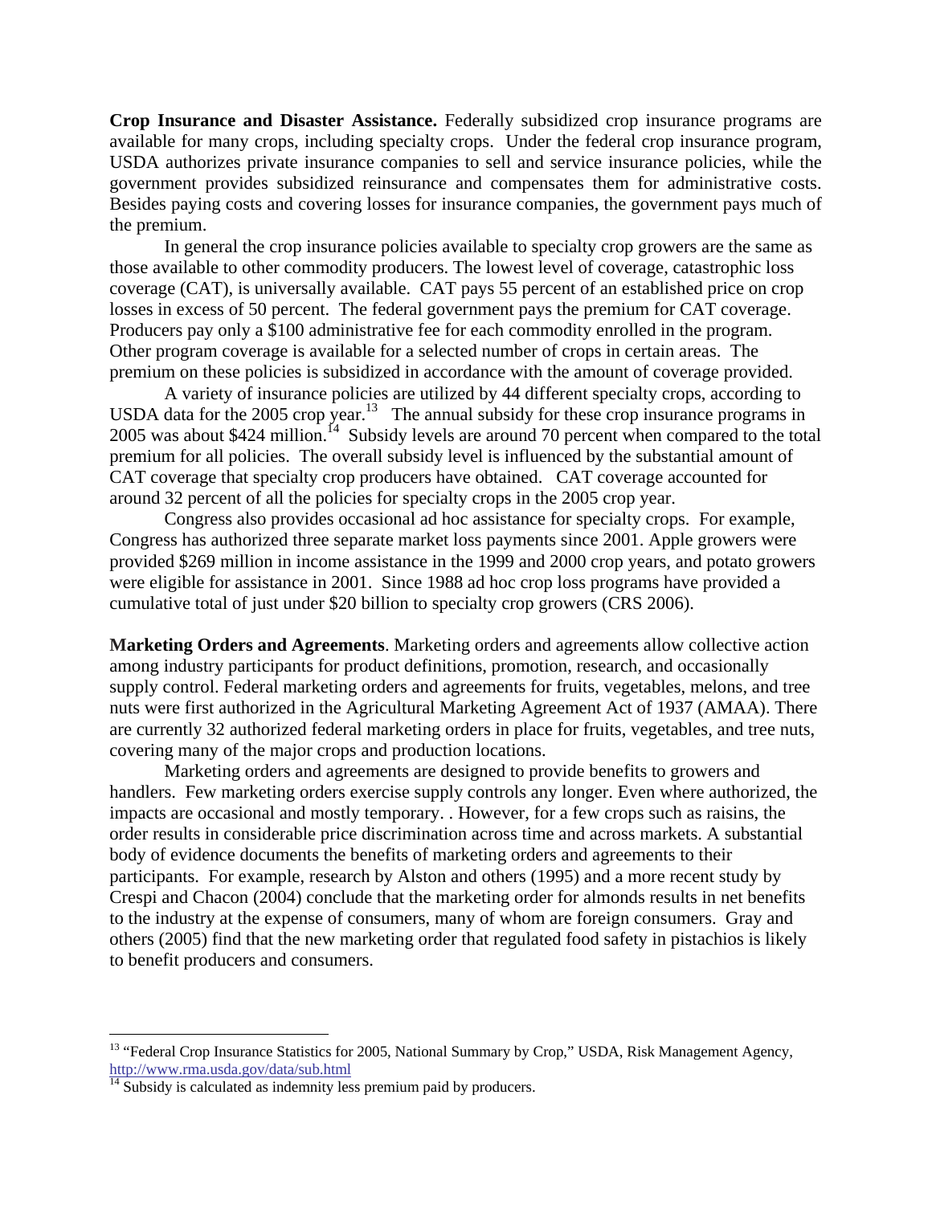**Crop Insurance and Disaster Assistance.** Federally subsidized crop insurance programs are available for many crops, including specialty crops. Under the federal crop insurance program, USDA authorizes private insurance companies to sell and service insurance policies, while the government provides subsidized reinsurance and compensates them for administrative costs. Besides paying costs and covering losses for insurance companies, the government pays much of the premium.

In general the crop insurance policies available to specialty crop growers are the same as those available to other commodity producers. The lowest level of coverage, catastrophic loss coverage (CAT), is universally available. CAT pays 55 percent of an established price on crop losses in excess of 50 percent. The federal government pays the premium for CAT coverage. Producers pay only a $100 administrative fee for each commodity enrolled in the program. Other program coverage is available for a selected number of crops in certain areas. The premium on these policies is subsidized in accordance with the amount of coverage provided.

A variety of insurance policies are utilized by 44 different specialty crops, according to USDA data for the 2005 crop year.[13] The annual subsidy for these crop insurance programs in 2005 was about $424 million.[14] Subsidy levels are around 70 percent when compared to the total premium for all policies. The overall subsidy level is influenced by the substantial amount of CAT coverage that specialty crop producers have obtained. CAT coverage accounted for around 32 percent of all the policies for specialty crops in the 2005 crop year.

Congress also provides occasional ad hoc assistance for specialty crops. For example, Congress has authorized three separate market loss payments since 2001. Apple growers were provided $269 million in income assistance in the 1999 and 2000 crop years, and potato growers were eligible for assistance in 2001. Since 1988 ad hoc crop loss programs have provided a cumulative total of just under $20 billion to specialty crop growers (CRS 2006).

**Marketing Orders and Agreements**. Marketing orders and agreements allow collective action among industry participants for product definitions, promotion, research, and occasionally supply control. Federal marketing orders and agreements for fruits, vegetables, melons, and tree nuts were first authorized in the Agricultural Marketing Agreement Act of 1937 (AMAA). There are currently 32 authorized federal marketing orders in place for fruits, vegetables, and tree nuts, covering many of the major crops and production locations.

Marketing orders and agreements are designed to provide benefits to growers and handlers. Few marketing orders exercise supply controls any longer. Even where authorized, the impacts are occasional and mostly temporary. . However, for a few crops such as raisins, the order results in considerable price discrimination across time and across markets. A substantial body of evidence documents the benefits of marketing orders and agreements to their participants. For example, research by Alston and others (1995) and a more recent study by Crespi and Chacon (2004) conclude that the marketing order for almonds results in net benefits to the industry at the expense of consumers, many of whom are foreign consumers. Gray and others (2005) find that the new marketing order that regulated food safety in pistachios is likely to benefit producers and consumers.

---

[13] "Federal Crop Insurance Statistics for 2005, National Summary by Crop," USDA, Risk Management Agency, http://www.rma.usda.gov/data/sub.html

[14] Subsidy is calculated as indemnity less premium paid by producers.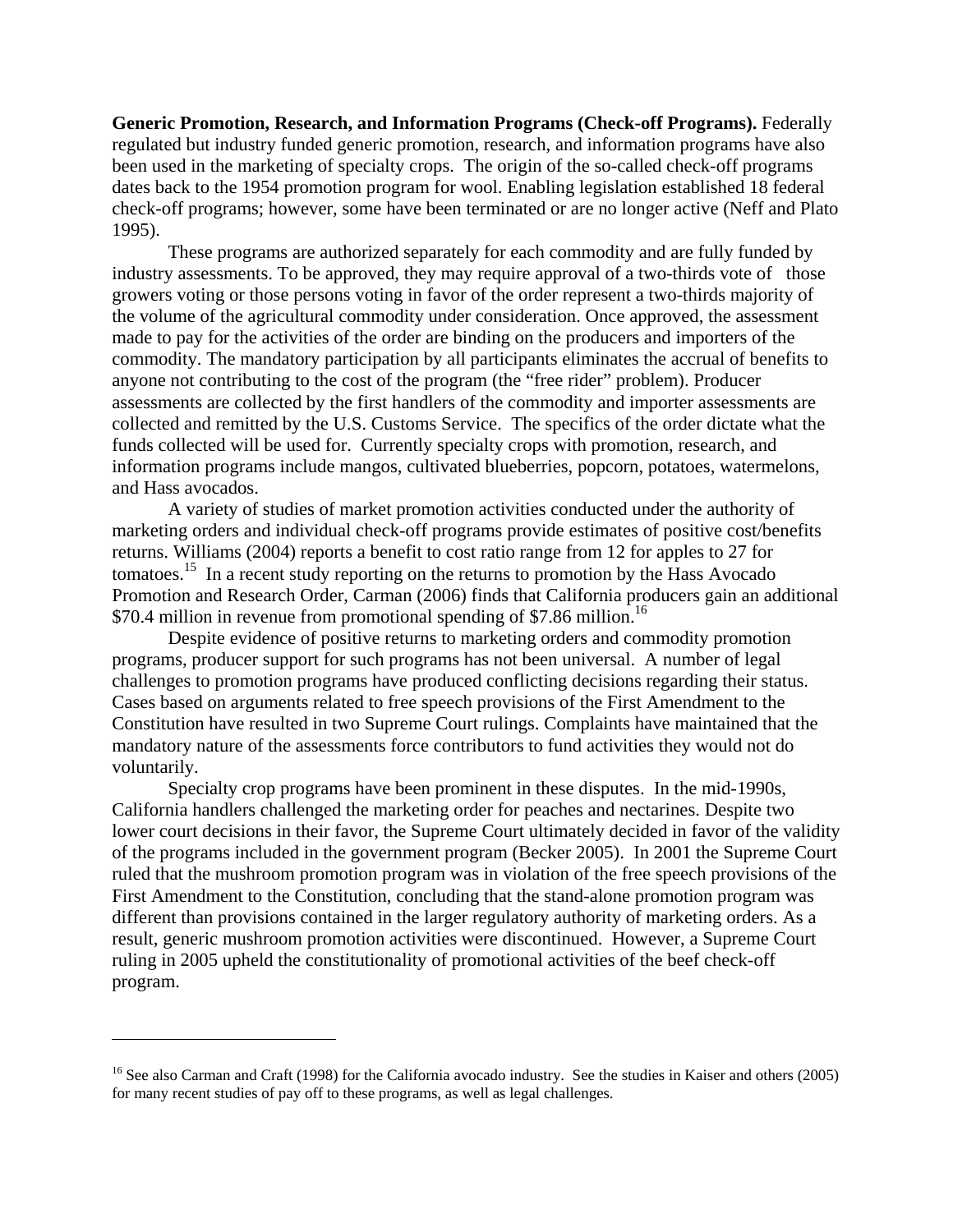**Generic Promotion, Research, and Information Programs (Check-off Programs).** Federally regulated but industry funded generic promotion, research, and information programs have also been used in the marketing of specialty crops. The origin of the so-called check-off programs dates back to the 1954 promotion program for wool. Enabling legislation established 18 federal check-off programs; however, some have been terminated or are no longer active (Neff and Plato 1995).

These programs are authorized separately for each commodity and are fully funded by industry assessments. To be approved, they may require approval of a two-thirds vote of those growers voting or those persons voting in favor of the order represent a two-thirds majority of the volume of the agricultural commodity under consideration. Once approved, the assessment made to pay for the activities of the order are binding on the producers and importers of the commodity. The mandatory participation by all participants eliminates the accrual of benefits to anyone not contributing to the cost of the program (the "free rider" problem). Producer assessments are collected by the first handlers of the commodity and importer assessments are collected and remitted by the U.S. Customs Service. The specifics of the order dictate what the funds collected will be used for. Currently specialty crops with promotion, research, and information programs include mangos, cultivated blueberries, popcorn, potatoes, watermelons, and Hass avocados.

A variety of studies of market promotion activities conducted under the authority of marketing orders and individual check-off programs provide estimates of positive cost/benefits returns. Williams (2004) reports a benefit to cost ratio range from 12 for apples to 27 for tomatoes.[15] In a recent study reporting on the returns to promotion by the Hass Avocado Promotion and Research Order, Carman (2006) finds that California producers gain an additional $70.4 million in revenue from promotional spending of $7.86 million.[16]

Despite evidence of positive returns to marketing orders and commodity promotion programs, producer support for such programs has not been universal. A number of legal challenges to promotion programs have produced conflicting decisions regarding their status. Cases based on arguments related to free speech provisions of the First Amendment to the Constitution have resulted in two Supreme Court rulings. Complaints have maintained that the mandatory nature of the assessments force contributors to fund activities they would not do voluntarily.

Specialty crop programs have been prominent in these disputes. In the mid-1990s, California handlers challenged the marketing order for peaches and nectarines. Despite two lower court decisions in their favor, the Supreme Court ultimately decided in favor of the validity of the programs included in the government program (Becker 2005). In 2001 the Supreme Court ruled that the mushroom promotion program was in violation of the free speech provisions of the First Amendment to the Constitution, concluding that the stand-alone promotion program was different than provisions contained in the larger regulatory authority of marketing orders. As a result, generic mushroom promotion activities were discontinued. However, a Supreme Court ruling in 2005 upheld the constitutionality of promotional activities of the beef check-off program.

---

[16] See also Carman and Craft (1998) for the California avocado industry. See the studies in Kaiser and others (2005) for many recent studies of pay off to these programs, as well as legal challenges.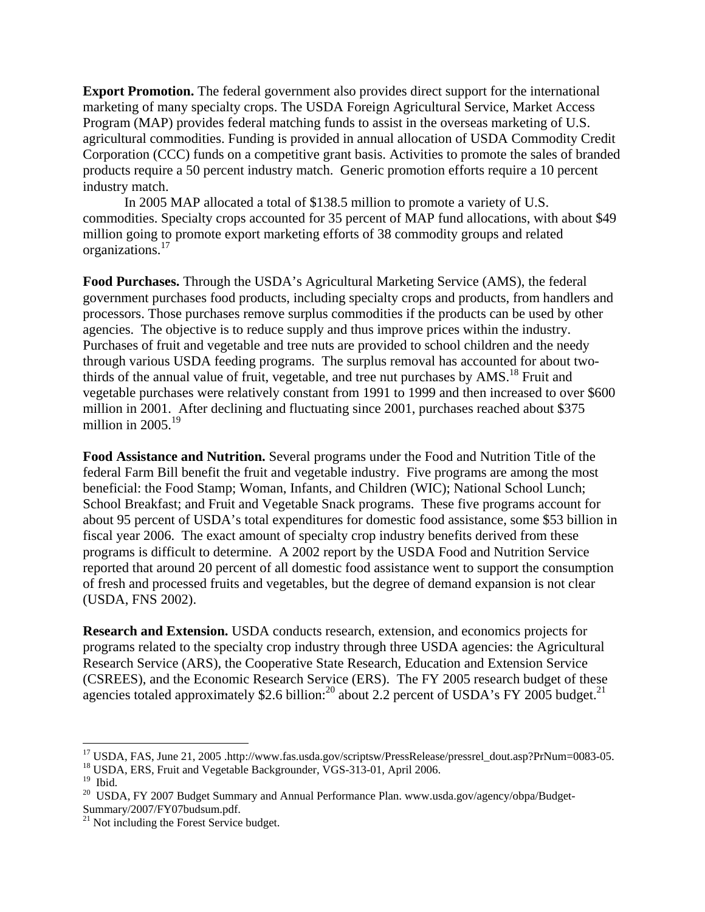**Export Promotion.** The federal government also provides direct support for the international marketing of many specialty crops. The USDA Foreign Agricultural Service, Market Access Program (MAP) provides federal matching funds to assist in the overseas marketing of U.S. agricultural commodities. Funding is provided in annual allocation of USDA Commodity Credit Corporation (CCC) funds on a competitive grant basis. Activities to promote the sales of branded products require a 50 percent industry match. Generic promotion efforts require a 10 percent industry match.

In 2005 MAP allocated a total of $138.5 million to promote a variety of U.S. commodities. Specialty crops accounted for 35 percent of MAP fund allocations, with about $49 million going to promote export marketing efforts of 38 commodity groups and related organizations.[17]

**Food Purchases.** Through the USDA's Agricultural Marketing Service (AMS), the federal government purchases food products, including specialty crops and products, from handlers and processors. Those purchases remove surplus commodities if the products can be used by other agencies. The objective is to reduce supply and thus improve prices within the industry. Purchases of fruit and vegetable and tree nuts are provided to school children and the needy through various USDA feeding programs. The surplus removal has accounted for about two-thirds of the annual value of fruit, vegetable, and tree nut purchases by AMS.[18] Fruit and vegetable purchases were relatively constant from 1991 to 1999 and then increased to over $600 million in 2001. After declining and fluctuating since 2001, purchases reached about $375 million in 2005.[19]

**Food Assistance and Nutrition.** Several programs under the Food and Nutrition Title of the federal Farm Bill benefit the fruit and vegetable industry. Five programs are among the most beneficial: the Food Stamp; Woman, Infants, and Children (WIC); National School Lunch; School Breakfast; and Fruit and Vegetable Snack programs. These five programs account for about 95 percent of USDA's total expenditures for domestic food assistance, some $53 billion in fiscal year 2006. The exact amount of specialty crop industry benefits derived from these programs is difficult to determine. A 2002 report by the USDA Food and Nutrition Service reported that around 20 percent of all domestic food assistance went to support the consumption of fresh and processed fruits and vegetables, but the degree of demand expansion is not clear (USDA, FNS 2002).

**Research and Extension.** USDA conducts research, extension, and economics projects for programs related to the specialty crop industry through three USDA agencies: the Agricultural Research Service (ARS), the Cooperative State Research, Education and Extension Service (CSREES), and the Economic Research Service (ERS). The FY 2005 research budget of these agencies totaled approximately $2.6 billion:[20] about 2.2 percent of USDA's FY 2005 budget.[21]

---

[17] USDA, FAS, June 21, 2005 .http://www.fas.usda.gov/scriptsw/PressRelease/pressrel_dout.asp?PrNum=0083-05.

[18] USDA, ERS, Fruit and Vegetable Backgrounder, VGS-313-01, April 2006.

[19] Ibid.

[20] USDA, FY 2007 Budget Summary and Annual Performance Plan. www.usda.gov/agency/obpa/Budget-Summary/2007/FY07budsum.pdf.

[21] Not including the Forest Service budget.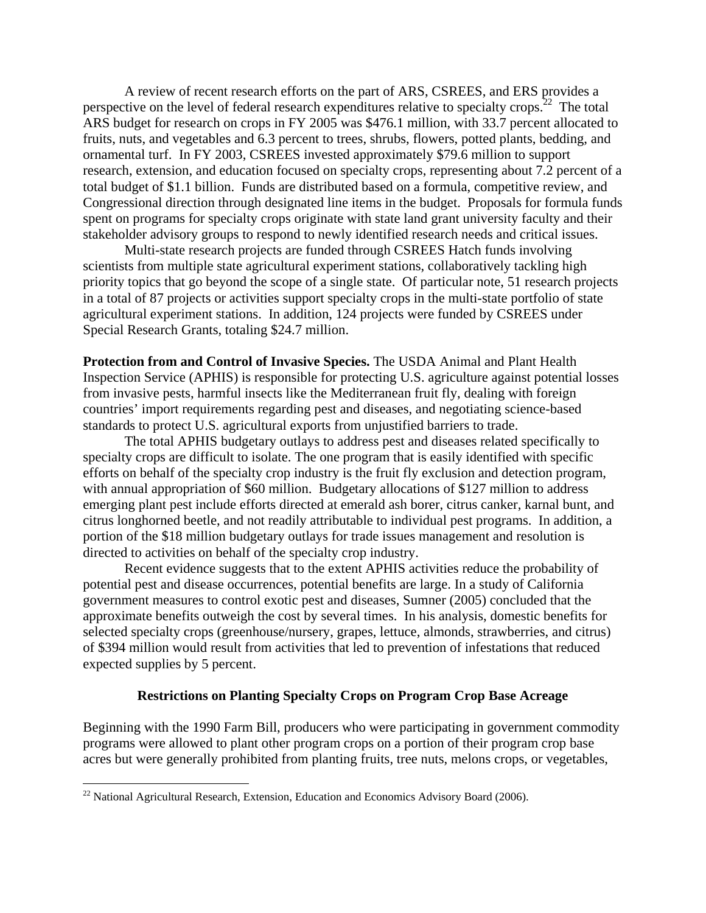A review of recent research efforts on the part of ARS, CSREES, and ERS provides a perspective on the level of federal research expenditures relative to specialty crops.[22] The total ARS budget for research on crops in FY 2005 was $476.1 million, with 33.7 percent allocated to fruits, nuts, and vegetables and 6.3 percent to trees, shrubs, flowers, potted plants, bedding, and ornamental turf. In FY 2003, CSREES invested approximately $79.6 million to support research, extension, and education focused on specialty crops, representing about 7.2 percent of a total budget of $1.1 billion. Funds are distributed based on a formula, competitive review, and Congressional direction through designated line items in the budget. Proposals for formula funds spent on programs for specialty crops originate with state land grant university faculty and their stakeholder advisory groups to respond to newly identified research needs and critical issues.

Multi-state research projects are funded through CSREES Hatch funds involving scientists from multiple state agricultural experiment stations, collaboratively tackling high priority topics that go beyond the scope of a single state. Of particular note, 51 research projects in a total of 87 projects or activities support specialty crops in the multi-state portfolio of state agricultural experiment stations. In addition, 124 projects were funded by CSREES under Special Research Grants, totaling $24.7 million.

**Protection from and Control of Invasive Species.** The USDA Animal and Plant Health Inspection Service (APHIS) is responsible for protecting U.S. agriculture against potential losses from invasive pests, harmful insects like the Mediterranean fruit fly, dealing with foreign countries' import requirements regarding pest and diseases, and negotiating science-based standards to protect U.S. agricultural exports from unjustified barriers to trade.

The total APHIS budgetary outlays to address pest and diseases related specifically to specialty crops are difficult to isolate. The one program that is easily identified with specific efforts on behalf of the specialty crop industry is the fruit fly exclusion and detection program, with annual appropriation of $60 million. Budgetary allocations of $127 million to address emerging plant pest include efforts directed at emerald ash borer, citrus canker, karnal bunt, and citrus longhorned beetle, and not readily attributable to individual pest programs. In addition, a portion of the $18 million budgetary outlays for trade issues management and resolution is directed to activities on behalf of the specialty crop industry.

Recent evidence suggests that to the extent APHIS activities reduce the probability of potential pest and disease occurrences, potential benefits are large. In a study of California government measures to control exotic pest and diseases, Sumner (2005) concluded that the approximate benefits outweigh the cost by several times. In his analysis, domestic benefits for selected specialty crops (greenhouse/nursery, grapes, lettuce, almonds, strawberries, and citrus) of $394 million would result from activities that led to prevention of infestations that reduced expected supplies by 5 percent.

### Restrictions on Planting Specialty Crops on Program Crop Base Acreage

Beginning with the 1990 Farm Bill, producers who were participating in government commodity programs were allowed to plant other program crops on a portion of their program crop base acres but were generally prohibited from planting fruits, tree nuts, melons crops, or vegetables,

[22] National Agricultural Research, Extension, Education and Economics Advisory Board (2006).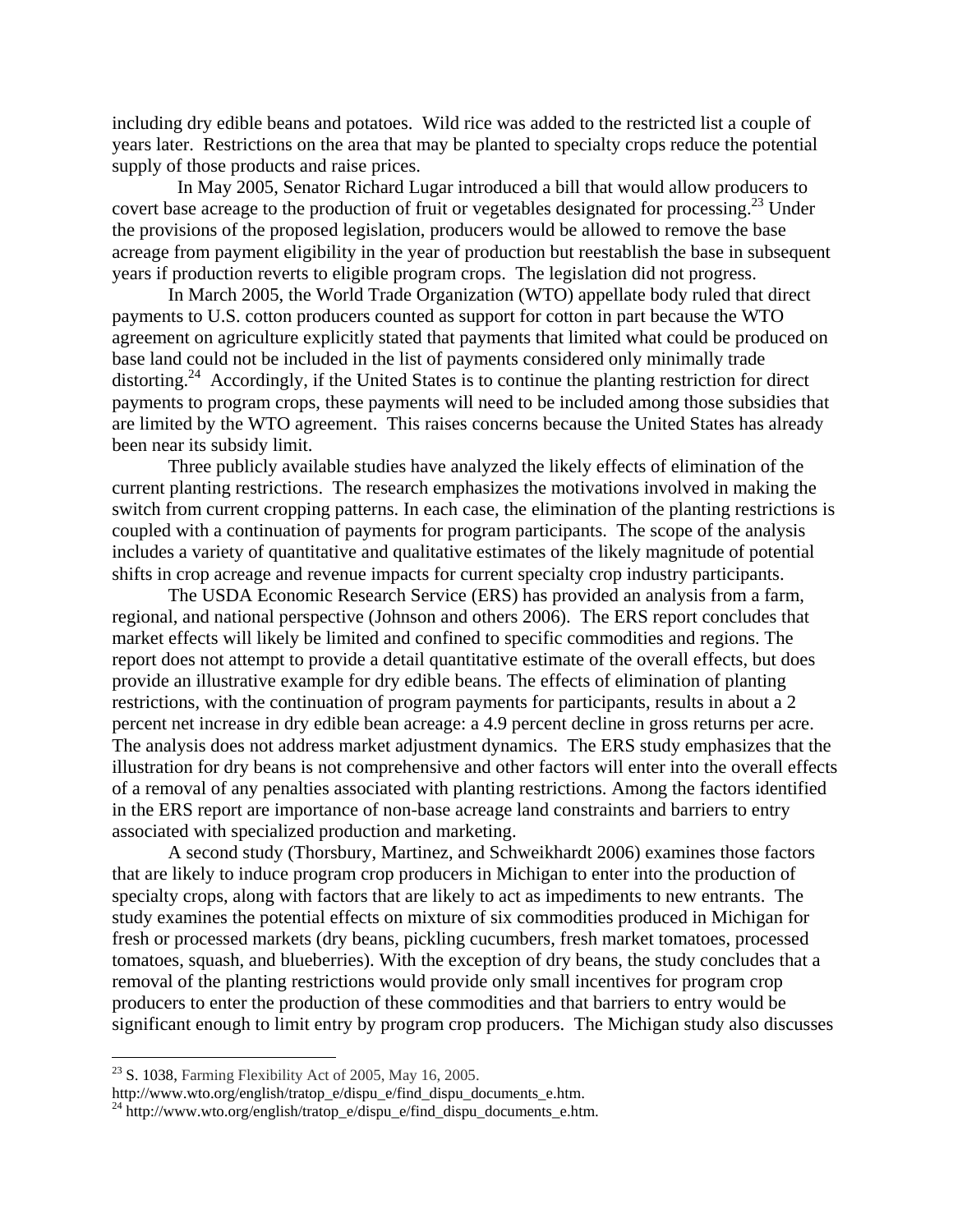including dry edible beans and potatoes. Wild rice was added to the restricted list a couple of years later. Restrictions on the area that may be planted to specialty crops reduce the potential supply of those products and raise prices.

In May 2005, Senator Richard Lugar introduced a bill that would allow producers to covert base acreage to the production of fruit or vegetables designated for processing.[23] Under the provisions of the proposed legislation, producers would be allowed to remove the base acreage from payment eligibility in the year of production but reestablish the base in subsequent years if production reverts to eligible program crops. The legislation did not progress.

In March 2005, the World Trade Organization (WTO) appellate body ruled that direct payments to U.S. cotton producers counted as support for cotton in part because the WTO agreement on agriculture explicitly stated that payments that limited what could be produced on base land could not be included in the list of payments considered only minimally trade distorting.[24] Accordingly, if the United States is to continue the planting restriction for direct payments to program crops, these payments will need to be included among those subsidies that are limited by the WTO agreement. This raises concerns because the United States has already been near its subsidy limit.

Three publicly available studies have analyzed the likely effects of elimination of the current planting restrictions. The research emphasizes the motivations involved in making the switch from current cropping patterns. In each case, the elimination of the planting restrictions is coupled with a continuation of payments for program participants. The scope of the analysis includes a variety of quantitative and qualitative estimates of the likely magnitude of potential shifts in crop acreage and revenue impacts for current specialty crop industry participants.

The USDA Economic Research Service (ERS) has provided an analysis from a farm, regional, and national perspective (Johnson and others 2006). The ERS report concludes that market effects will likely be limited and confined to specific commodities and regions. The report does not attempt to provide a detail quantitative estimate of the overall effects, but does provide an illustrative example for dry edible beans. The effects of elimination of planting restrictions, with the continuation of program payments for participants, results in about a 2 percent net increase in dry edible bean acreage: a 4.9 percent decline in gross returns per acre. The analysis does not address market adjustment dynamics. The ERS study emphasizes that the illustration for dry beans is not comprehensive and other factors will enter into the overall effects of a removal of any penalties associated with planting restrictions. Among the factors identified in the ERS report are importance of non-base acreage land constraints and barriers to entry associated with specialized production and marketing.

A second study (Thorsbury, Martinez, and Schweikhardt 2006) examines those factors that are likely to induce program crop producers in Michigan to enter into the production of specialty crops, along with factors that are likely to act as impediments to new entrants. The study examines the potential effects on mixture of six commodities produced in Michigan for fresh or processed markets (dry beans, pickling cucumbers, fresh market tomatoes, processed tomatoes, squash, and blueberries). With the exception of dry beans, the study concludes that a removal of the planting restrictions would provide only small incentives for program crop producers to enter the production of these commodities and that barriers to entry would be significant enough to limit entry by program crop producers. The Michigan study also discusses

---

[23] S. 1038, Farming Flexibility Act of 2005, May 16, 2005.
http://www.wto.org/english/tratop_e/dispu_e/find_dispu_documents_e.htm.

[24] http://www.wto.org/english/tratop_e/dispu_e/find_dispu_documents_e.htm.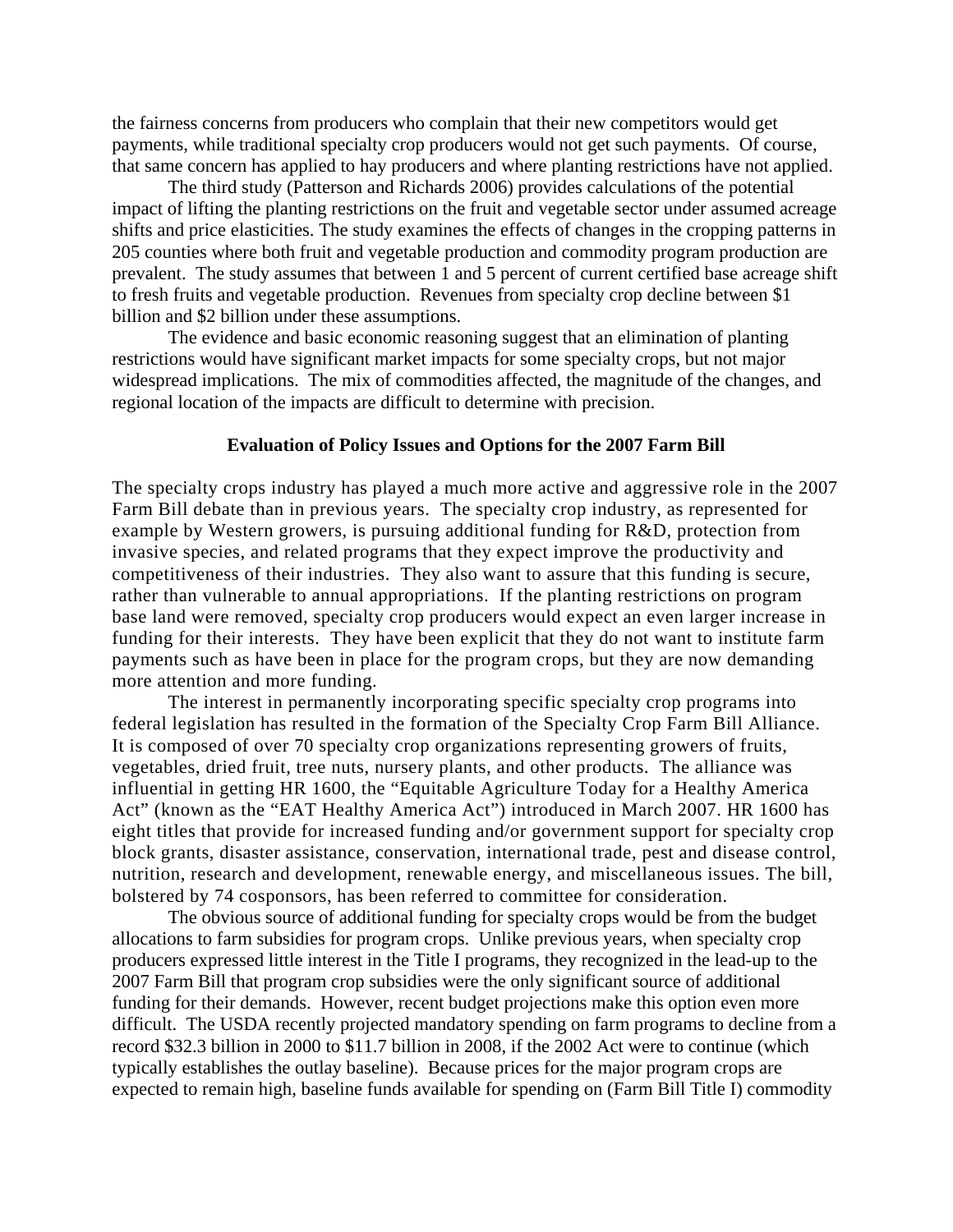the fairness concerns from producers who complain that their new competitors would get payments, while traditional specialty crop producers would not get such payments. Of course, that same concern has applied to hay producers and where planting restrictions have not applied.

The third study (Patterson and Richards 2006) provides calculations of the potential impact of lifting the planting restrictions on the fruit and vegetable sector under assumed acreage shifts and price elasticities. The study examines the effects of changes in the cropping patterns in 205 counties where both fruit and vegetable production and commodity program production are prevalent. The study assumes that between 1 and 5 percent of current certified base acreage shift to fresh fruits and vegetable production. Revenues from specialty crop decline between $1 billion and $2 billion under these assumptions.

The evidence and basic economic reasoning suggest that an elimination of planting restrictions would have significant market impacts for some specialty crops, but not major widespread implications. The mix of commodities affected, the magnitude of the changes, and regional location of the impacts are difficult to determine with precision.

## Evaluation of Policy Issues and Options for the 2007 Farm Bill

The specialty crops industry has played a much more active and aggressive role in the 2007 Farm Bill debate than in previous years. The specialty crop industry, as represented for example by Western growers, is pursuing additional funding for R&D, protection from invasive species, and related programs that they expect improve the productivity and competitiveness of their industries. They also want to assure that this funding is secure, rather than vulnerable to annual appropriations. If the planting restrictions on program base land were removed, specialty crop producers would expect an even larger increase in funding for their interests. They have been explicit that they do not want to institute farm payments such as have been in place for the program crops, but they are now demanding more attention and more funding.

The interest in permanently incorporating specific specialty crop programs into federal legislation has resulted in the formation of the Specialty Crop Farm Bill Alliance. It is composed of over 70 specialty crop organizations representing growers of fruits, vegetables, dried fruit, tree nuts, nursery plants, and other products. The alliance was influential in getting HR 1600, the "Equitable Agriculture Today for a Healthy America Act" (known as the "EAT Healthy America Act") introduced in March 2007. HR 1600 has eight titles that provide for increased funding and/or government support for specialty crop block grants, disaster assistance, conservation, international trade, pest and disease control, nutrition, research and development, renewable energy, and miscellaneous issues. The bill, bolstered by 74 cosponsors, has been referred to committee for consideration.

The obvious source of additional funding for specialty crops would be from the budget allocations to farm subsidies for program crops. Unlike previous years, when specialty crop producers expressed little interest in the Title I programs, they recognized in the lead-up to the 2007 Farm Bill that program crop subsidies were the only significant source of additional funding for their demands. However, recent budget projections make this option even more difficult. The USDA recently projected mandatory spending on farm programs to decline from a record $32.3 billion in 2000 to $11.7 billion in 2008, if the 2002 Act were to continue (which typically establishes the outlay baseline). Because prices for the major program crops are expected to remain high, baseline funds available for spending on (Farm Bill Title I) commodity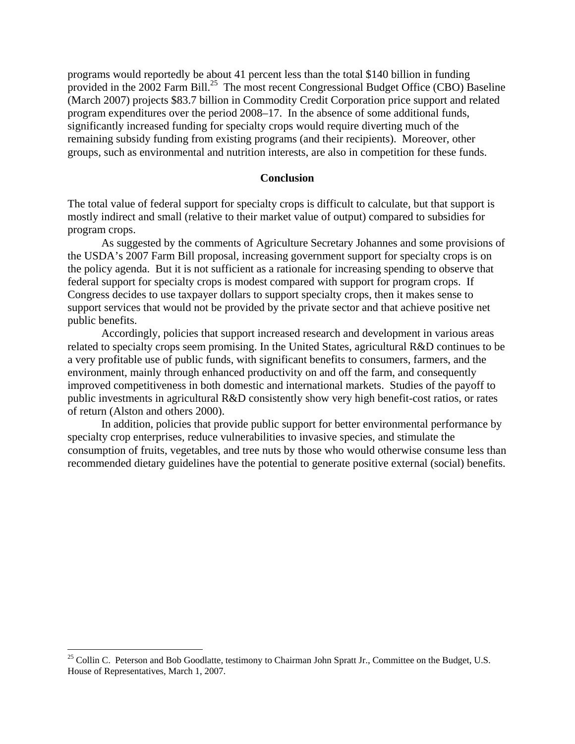programs would reportedly be about 41 percent less than the total $140 billion in funding provided in the 2002 Farm Bill.[25] The most recent Congressional Budget Office (CBO) Baseline (March 2007) projects $83.7 billion in Commodity Credit Corporation price support and related program expenditures over the period 2008–17. In the absence of some additional funds, significantly increased funding for specialty crops would require diverting much of the remaining subsidy funding from existing programs (and their recipients). Moreover, other groups, such as environmental and nutrition interests, are also in competition for these funds.

## Conclusion

The total value of federal support for specialty crops is difficult to calculate, but that support is mostly indirect and small (relative to their market value of output) compared to subsidies for program crops.

As suggested by the comments of Agriculture Secretary Johannes and some provisions of the USDA's 2007 Farm Bill proposal, increasing government support for specialty crops is on the policy agenda. But it is not sufficient as a rationale for increasing spending to observe that federal support for specialty crops is modest compared with support for program crops. If Congress decides to use taxpayer dollars to support specialty crops, then it makes sense to support services that would not be provided by the private sector and that achieve positive net public benefits.

Accordingly, policies that support increased research and development in various areas related to specialty crops seem promising. In the United States, agricultural R&D continues to be a very profitable use of public funds, with significant benefits to consumers, farmers, and the environment, mainly through enhanced productivity on and off the farm, and consequently improved competitiveness in both domestic and international markets. Studies of the payoff to public investments in agricultural R&D consistently show very high benefit-cost ratios, or rates of return (Alston and others 2000).

In addition, policies that provide public support for better environmental performance by specialty crop enterprises, reduce vulnerabilities to invasive species, and stimulate the consumption of fruits, vegetables, and tree nuts by those who would otherwise consume less than recommended dietary guidelines have the potential to generate positive external (social) benefits.

---

[25] Collin C. Peterson and Bob Goodlatte, testimony to Chairman John Spratt Jr., Committee on the Budget, U.S. House of Representatives, March 1, 2007.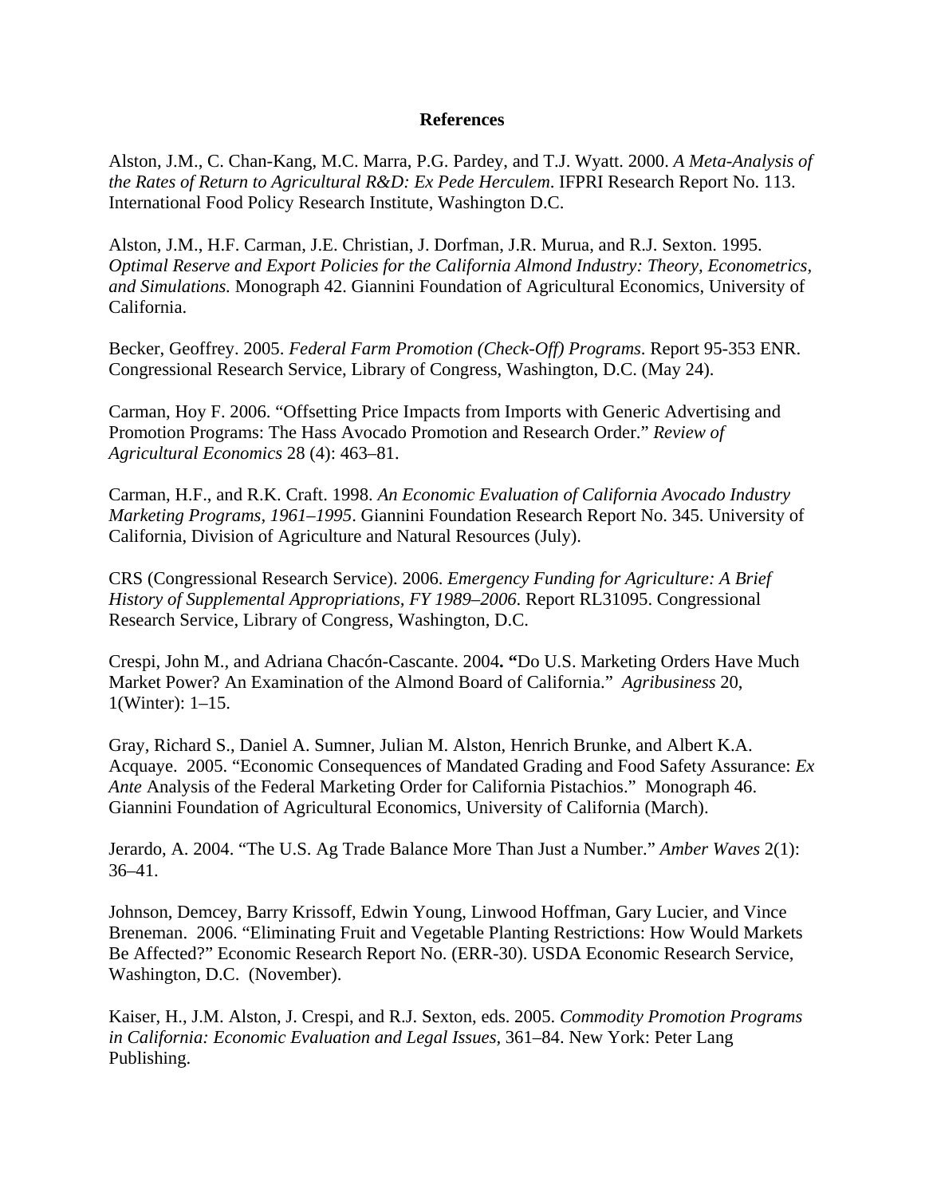## References

Alston, J.M., C. Chan-Kang, M.C. Marra, P.G. Pardey, and T.J. Wyatt. 2000. *A Meta-Analysis of the Rates of Return to Agricultural R&D: Ex Pede Herculem*. IFPRI Research Report No. 113. International Food Policy Research Institute, Washington D.C.

Alston, J.M., H.F. Carman, J.E. Christian, J. Dorfman, J.R. Murua, and R.J. Sexton. 1995. *Optimal Reserve and Export Policies for the California Almond Industry: Theory, Econometrics, and Simulations.* Monograph 42. Giannini Foundation of Agricultural Economics, University of California.

Becker, Geoffrey. 2005. *Federal Farm Promotion (Check-Off) Programs*. Report 95-353 ENR. Congressional Research Service, Library of Congress, Washington, D.C. (May 24).

Carman, Hoy F. 2006. "Offsetting Price Impacts from Imports with Generic Advertising and Promotion Programs: The Hass Avocado Promotion and Research Order." *Review of Agricultural Economics* 28 (4): 463–81.

Carman, H.F., and R.K. Craft. 1998. *An Economic Evaluation of California Avocado Industry Marketing Programs, 1961–1995*. Giannini Foundation Research Report No. 345. University of California, Division of Agriculture and Natural Resources (July).

CRS (Congressional Research Service). 2006. *Emergency Funding for Agriculture: A Brief History of Supplemental Appropriations, FY 1989–2006*. Report RL31095. Congressional Research Service, Library of Congress, Washington, D.C.

Crespi, John M., and Adriana Chacón-Cascante. 2004**. "**Do U.S. Marketing Orders Have Much Market Power? An Examination of the Almond Board of California." *Agribusiness* 20, 1(Winter): 1–15.

Gray, Richard S., Daniel A. Sumner, Julian M. Alston, Henrich Brunke, and Albert K.A. Acquaye. 2005. "Economic Consequences of Mandated Grading and Food Safety Assurance: *Ex Ante* Analysis of the Federal Marketing Order for California Pistachios." Monograph 46. Giannini Foundation of Agricultural Economics, University of California (March).

Jerardo, A. 2004. "The U.S. Ag Trade Balance More Than Just a Number." *Amber Waves* 2(1): 36–41.

Johnson, Demcey, Barry Krissoff, Edwin Young, Linwood Hoffman, Gary Lucier, and Vince Breneman. 2006. "Eliminating Fruit and Vegetable Planting Restrictions: How Would Markets Be Affected?" Economic Research Report No. (ERR-30). USDA Economic Research Service, Washington, D.C. (November).

Kaiser, H., J.M. Alston, J. Crespi, and R.J. Sexton, eds. 2005. *Commodity Promotion Programs in California: Economic Evaluation and Legal Issues,* 361–84. New York: Peter Lang Publishing.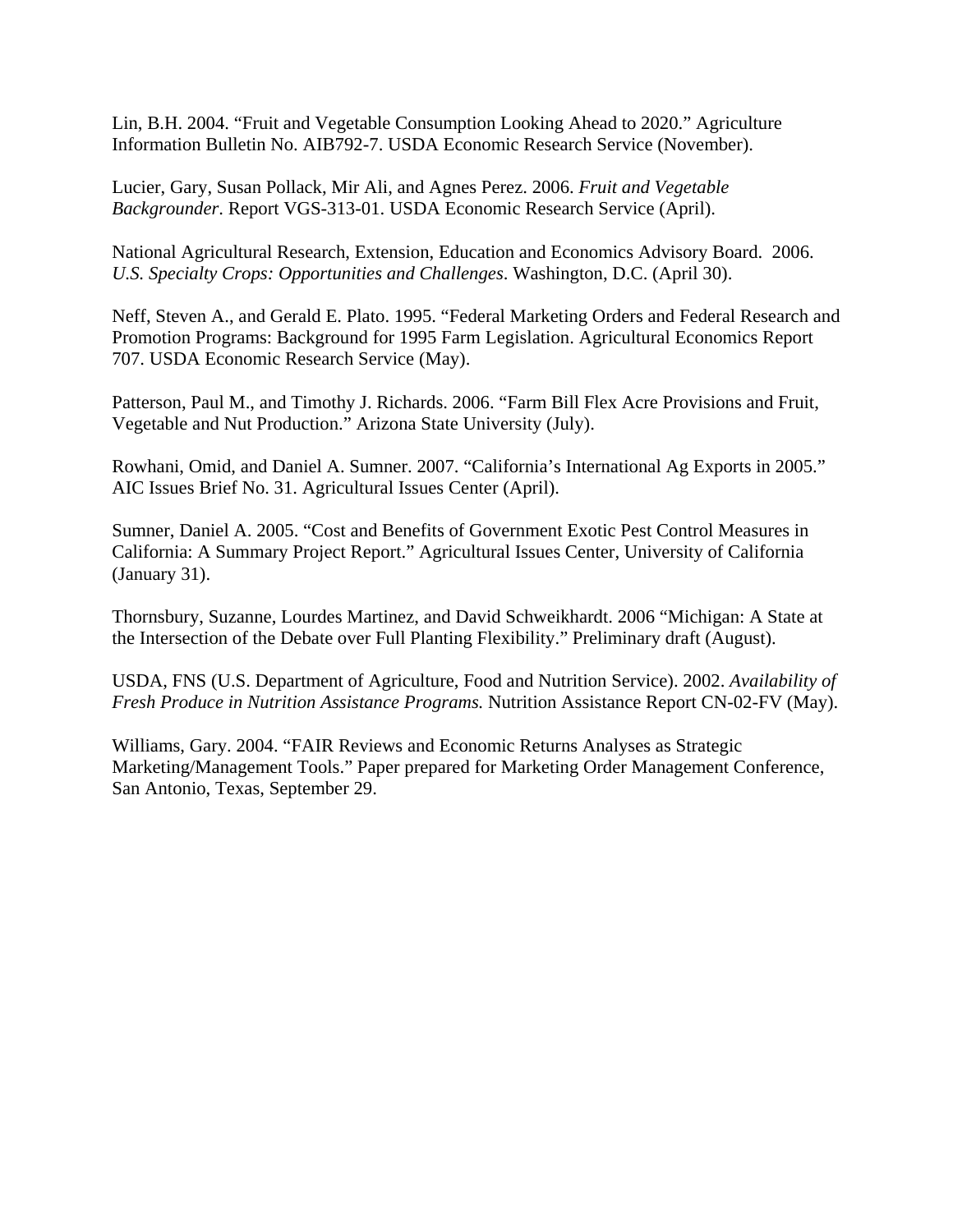Lin, B.H. 2004. "Fruit and Vegetable Consumption Looking Ahead to 2020." Agriculture Information Bulletin No. AIB792-7. USDA Economic Research Service (November).

Lucier, Gary, Susan Pollack, Mir Ali, and Agnes Perez. 2006. *Fruit and Vegetable Backgrounder*. Report VGS-313-01. USDA Economic Research Service (April).

National Agricultural Research, Extension, Education and Economics Advisory Board. 2006. *U.S. Specialty Crops: Opportunities and Challenges*. Washington, D.C. (April 30).

Neff, Steven A., and Gerald E. Plato. 1995. "Federal Marketing Orders and Federal Research and Promotion Programs: Background for 1995 Farm Legislation. Agricultural Economics Report 707. USDA Economic Research Service (May).

Patterson, Paul M., and Timothy J. Richards. 2006. "Farm Bill Flex Acre Provisions and Fruit, Vegetable and Nut Production." Arizona State University (July).

Rowhani, Omid, and Daniel A. Sumner. 2007. "California's International Ag Exports in 2005." AIC Issues Brief No. 31. Agricultural Issues Center (April).

Sumner, Daniel A. 2005. "Cost and Benefits of Government Exotic Pest Control Measures in California: A Summary Project Report." Agricultural Issues Center, University of California (January 31).

Thornsbury, Suzanne, Lourdes Martinez, and David Schweikhardt. 2006 "Michigan: A State at the Intersection of the Debate over Full Planting Flexibility." Preliminary draft (August).

USDA, FNS (U.S. Department of Agriculture, Food and Nutrition Service). 2002. *Availability of Fresh Produce in Nutrition Assistance Programs.* Nutrition Assistance Report CN-02-FV (May).

Williams, Gary. 2004. "FAIR Reviews and Economic Returns Analyses as Strategic Marketing/Management Tools." Paper prepared for Marketing Order Management Conference, San Antonio, Texas, September 29.